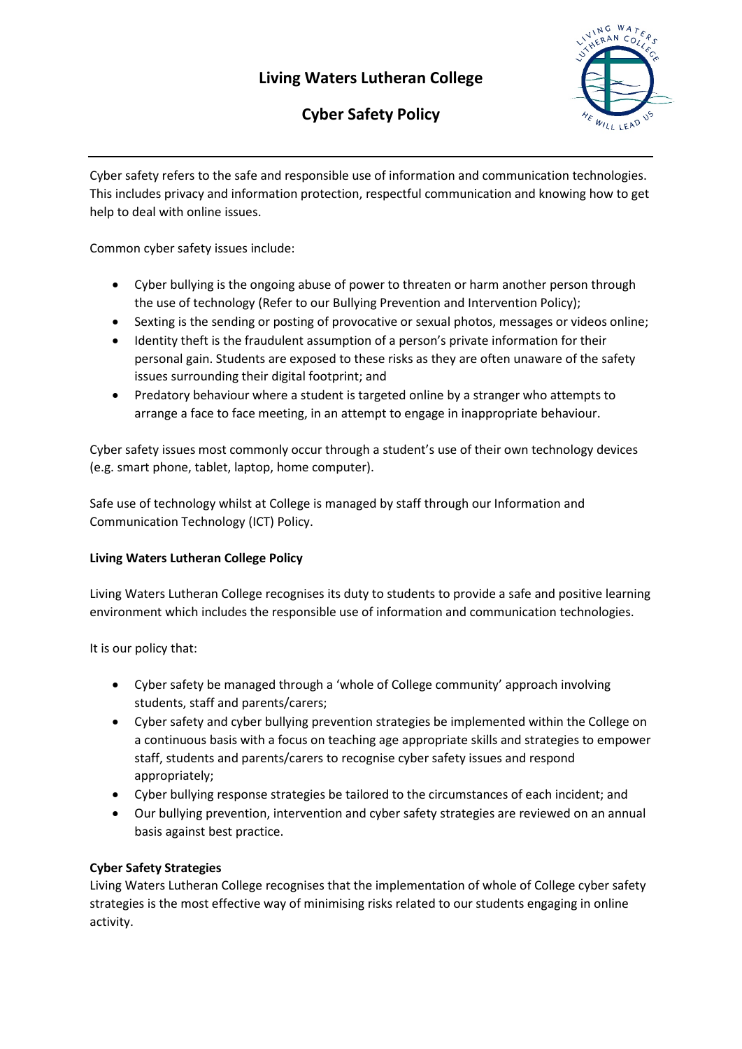# Living Waters Lutheran College

## Cyber Safety Policy

Cyber safety refers to the safe and responsible use of information and communication technologies. This includes privacy and information protection, respectful communication and knowing how to get help to deal with online issues.

Common cyber safety issues include:

- Cyber bullying is the ongoing abuse of power to threaten or harm another person through the use of technology (Refer to our Bullying Prevention and Intervention Policy);
- Sexting is the sending or posting of provocative or sexual photos, messages or videos online;
- Identity theft is the fraudulent assumption of a person's private information for their personal gain. Students are exposed to these risks as they are often unaware of the safety issues surrounding their digital footprint; and
- Predatory behaviour where a student is targeted online by a stranger who attempts to arrange a face to face meeting, in an attempt to engage in inappropriate behaviour.

Cyber safety issues most commonly occur through a student's use of their own technology devices (e.g. smart phone, tablet, laptop, home computer).

Safe use of technology whilst at College is managed by staff through our Information and Communication Technology (ICT) Policy.

**Living Waters Lutheran College Policy**

Living Waters Lutheran College recognises its duty to students to provide a safe and positive learning environment which includes the responsible use of information and communication technologies.

It is our policy that:

- Cyber safety be managed through a 'whole of College community' approach involving students, staff and parents/carers;
- Cyber safety and cyber bullying prevention strategies be implemented within the College on a continuous basis with a focus on teaching age appropriate skills and strategies to empower staff, students and parents/carers to recognise cyber safety issues and respond appropriately;
- Cyber bullying response strategies be tailored to the circumstances of each incident; and
- Our bullying prevention, intervention and cyber safety strategies are reviewed on an annual basis against best practice.

**Cyber Safety Strategies**

Living Waters Lutheran College recognises that the implementation of whole of College cyber safety strategies is the most effective way of minimising risks related to our students engaging in online activity.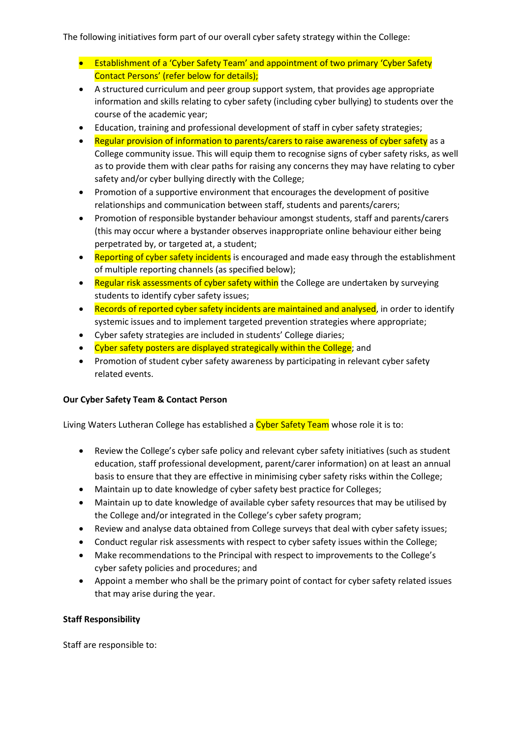The following initiatives form part of our overall cyber safety strategy within the College:

- Establishment of a 'Cyber Safety Team' and appointment of two primary 'Cyber Safety Contact Persons' (refer below for details);
- A structured curriculum and peer group support system, that provides age appropriate information and skills relating to cyber safety (including cyber bullying) to students over the course of the academic year;
- Education, training and professional development of staff in cyber safety strategies;
- Regular provision of information to parents/carers to raise awareness of cyber safety as a College community issue. This will equip them to recognise signs of cyber safety risks, as well as to provide them with clear paths for raising any concerns they may have relating to cyber safety and/or cyber bullying directly with the College;
- Promotion of a supportive environment that encourages the development of positive relationships and communication between staff, students and parents/carers;
- Promotion of responsible bystander behaviour amongst students, staff and parents/carers (this may occur where a bystander observes inappropriate online behaviour either being perpetrated by, or targeted at, a student;
- Reporting of cyber safety incidents is encouraged and made easy through the establishment of multiple reporting channels (as specified below);
- Regular risk assessments of cyber safety within the College are undertaken by surveying students to identify cyber safety issues;
- Records of reported cyber safety incidents are maintained and analysed, in order to identify systemic issues and to implement targeted prevention strategies where appropriate;
- Cyber safety strategies are included in students' College diaries;
- Cyber safety posters are displayed strategically within the College; and
- Promotion of student cyber safety awareness by participating in relevant cyber safety related events.

**Our Cyber Safety Team & Contact Person**

Living Waters Lutheran College has established a Cyber Safety Team whose role it is to:

- Review the College's cyber safe policy and relevant cyber safety initiatives (such as student education, staff professional development, parent/carer information) on at least an annual basis to ensure that they are effective in minimising cyber safety risks within the College;
- Maintain up to date knowledge of cyber safety best practice for Colleges;
- Maintain up to date knowledge of available cyber safety resources that may be utilised by the College and/or integrated in the College's cyber safety program;
- Review and analyse data obtained from College surveys that deal with cyber safety issues;
- Conduct regular risk assessments with respect to cyber safety issues within the College;
- Make recommendations to the Principal with respect to improvements to the College's cyber safety policies and procedures; and
- Appoint a member who shall be the primary point of contact for cyber safety related issues that may arise during the year.

**Staff Responsibility**

Staff are responsible to: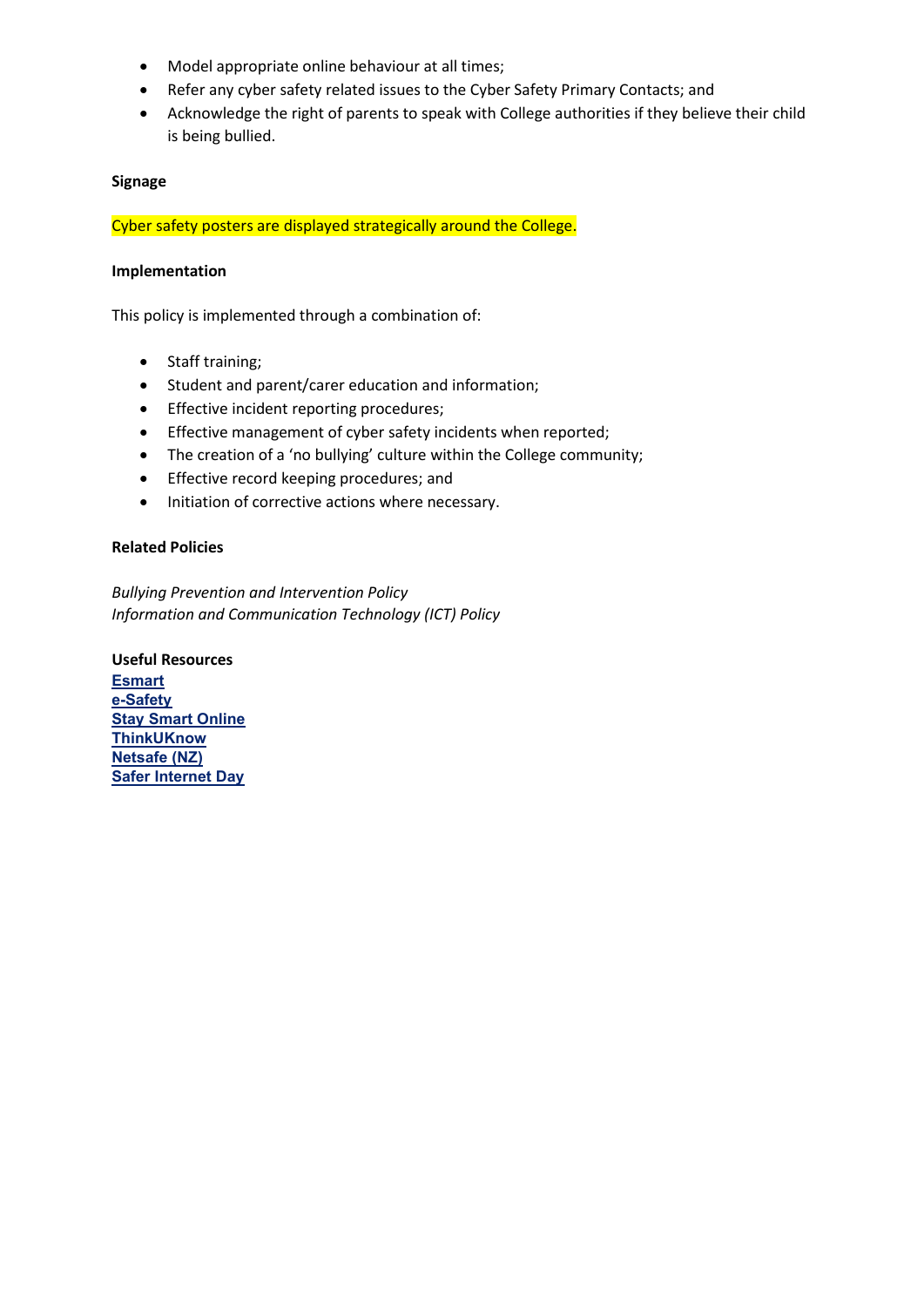- Model appropriate online behaviour at all times;
- Refer any cyber safety related issues to the Cyber Safety Primary Contacts; and
- Acknowledge the right of parents to speak with College authorities if they believe their child is being bullied.

**Signage**

Cyber safety posters are displayed strategically around the College.

**Implementation**

This policy is implemented through a combination of:

- Staff training;
- Student and parent/carer education and information;
- Effective incident reporting procedures;
- Effective management of cyber safety incidents when reported;
- The creation of a 'no bullying' culture within the College community;
- Effective record keeping procedures; and
- Initiation of corrective actions where necessary.

**Related Policies**

*Bullying Prevention and Intervention Policy*
*Information and Communication Technology (ICT) Policy*

**Useful Resources**
**Esmart**
**e-Safety**
**Stay Smart Online**
**ThinkUKnow**
**Netsafe (NZ)**
**Safer Internet Day**